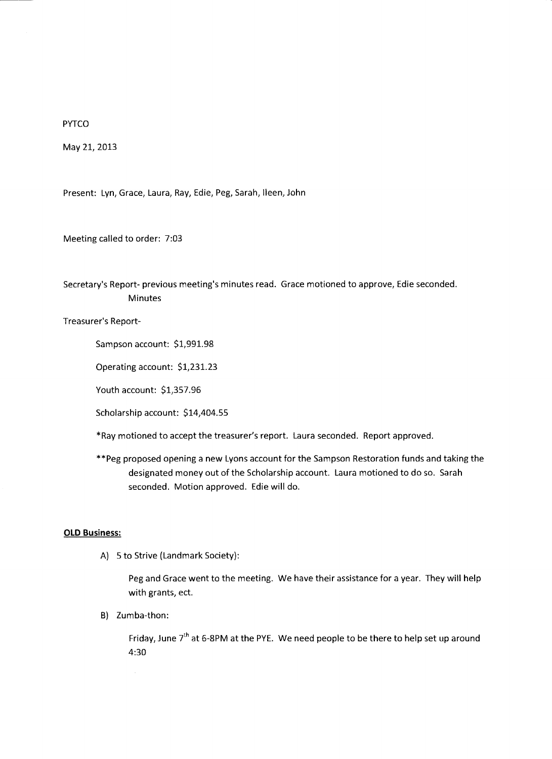PYTCO

May 21, 2013

Present: Lyn, Grace, Laura, Ray, Edie, Peg, Sarah, Ileen, John

Meeting called to order: 7:03

Secretary's Report- previous meeting's minutes read. Grace motioned to approve, Edie seconded.
Minutes

Treasurer's Report-

Sampson account: $1,991.98

Operating account: $1,231.23

Youth account: $1,357.96

Scholarship account: $14,404.55

*Ray motioned to accept the treasurer's report. Laura seconded. Report approved.

**Peg proposed opening a new Lyons account for the Sampson Restoration funds and taking the designated money out of the Scholarship account. Laura motioned to do so. Sarah seconded. Motion approved. Edie will do.

**OLD Business:**

A) 5 to Strive (Landmark Society):

Peg and Grace went to the meeting. We have their assistance for a year. They will help with grants, ect.

B) Zumba-thon:

Friday, June 7th at 6-8PM at the PYE. We need people to be there to help set up around 4:30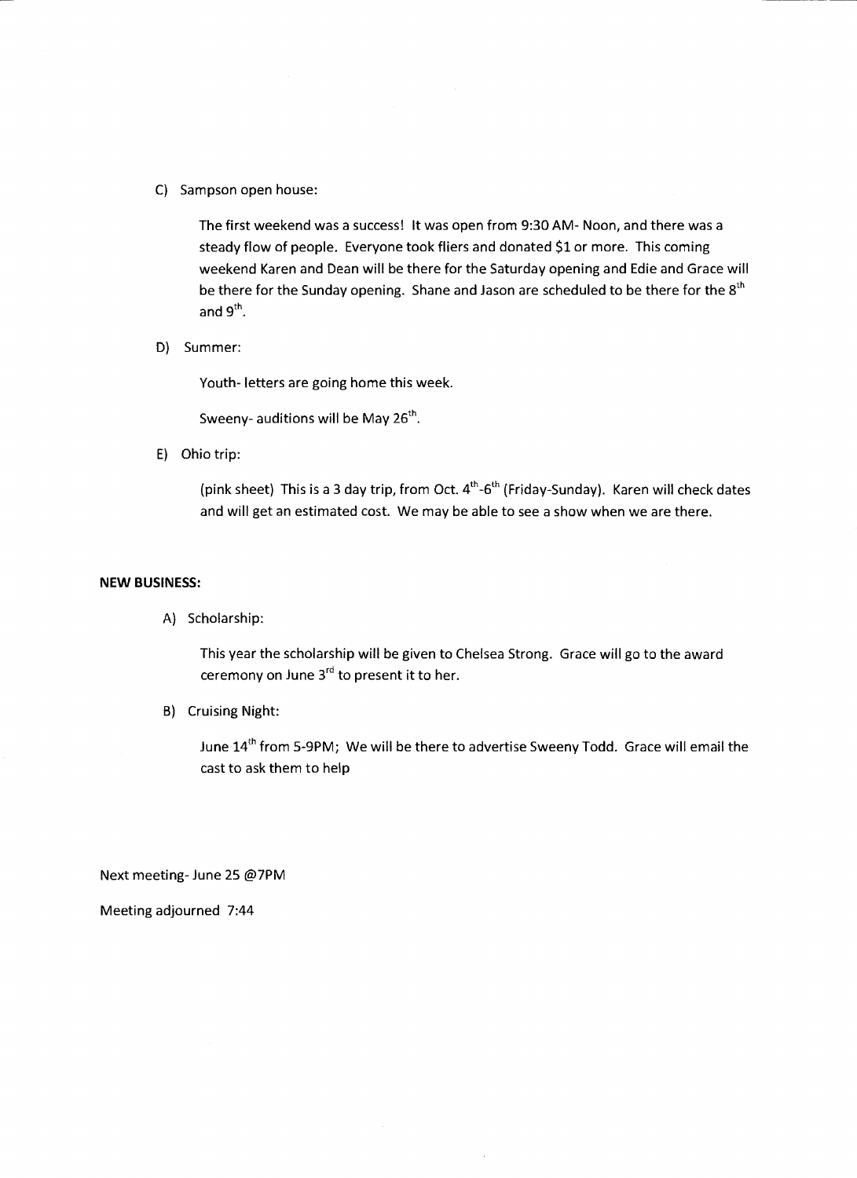C) Sampson open house:

The first weekend was a success! It was open from 9:30 AM- Noon, and there was a steady flow of people. Everyone took fliers and donated $1 or more. This coming weekend Karen and Dean will be there for the Saturday opening and Edie and Grace will be there for the Sunday opening. Shane and Jason are scheduled to be there for the 8th and 9th.

D) Summer:

Youth- letters are going home this week.

Sweeny- auditions will be May 26th.

E) Ohio trip:

(pink sheet) This is a 3 day trip, from Oct. 4th-6th (Friday-Sunday). Karen will check dates and will get an estimated cost. We may be able to see a show when we are there.

**NEW BUSINESS:**

A) Scholarship:

This year the scholarship will be given to Chelsea Strong. Grace will go to the award ceremony on June 3rd to present it to her.

B) Cruising Night:

June 14th from 5-9PM; We will be there to advertise Sweeny Todd. Grace will email the cast to ask them to help

Next meeting- June 25 @7PM

Meeting adjourned 7:44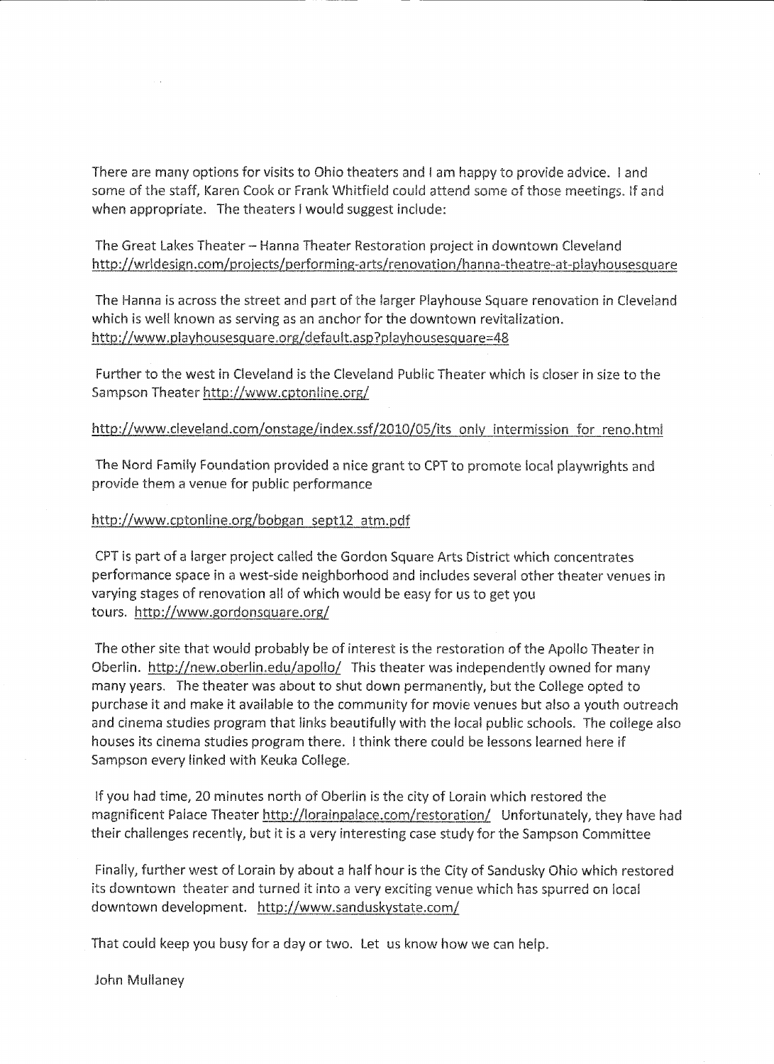There are many options for visits to Ohio theaters and I am happy to provide advice. I and some of the staff, Karen Cook or Frank Whitfield could attend some of those meetings. If and when appropriate. The theaters I would suggest include:

The Great Lakes Theater – Hanna Theater Restoration project in downtown Cleveland http://wrldesign.com/projects/performing-arts/renovation/hanna-theatre-at-playhousesquare

The Hanna is across the street and part of the larger Playhouse Square renovation in Cleveland which is well known as serving as an anchor for the downtown revitalization. http://www.playhousesquare.org/default.asp?playhousesquare=48

Further to the west in Cleveland is the Cleveland Public Theater which is closer in size to the Sampson Theater http://www.cptonline.org/

http://www.cleveland.com/onstage/index.ssf/2010/05/its_only_intermission_for_reno.html

The Nord Family Foundation provided a nice grant to CPT to promote local playwrights and provide them a venue for public performance

http://www.cptonline.org/bobgan_sept12_atm.pdf

CPT is part of a larger project called the Gordon Square Arts District which concentrates performance space in a west-side neighborhood and includes several other theater venues in varying stages of renovation all of which would be easy for us to get you tours. http://www.gordonsquare.org/

The other site that would probably be of interest is the restoration of the Apollo Theater in Oberlin. http://new.oberlin.edu/apollo/ This theater was independently owned for many many years. The theater was about to shut down permanently, but the College opted to purchase it and make it available to the community for movie venues but also a youth outreach and cinema studies program that links beautifully with the local public schools. The college also houses its cinema studies program there. I think there could be lessons learned here if Sampson every linked with Keuka College.

If you had time, 20 minutes north of Oberlin is the city of Lorain which restored the magnificent Palace Theater http://lorainpalace.com/restoration/ Unfortunately, they have had their challenges recently, but it is a very interesting case study for the Sampson Committee

Finally, further west of Lorain by about a half hour is the City of Sandusky Ohio which restored its downtown theater and turned it into a very exciting venue which has spurred on local downtown development. http://www.sanduskystate.com/

That could keep you busy for a day or two. Let us know how we can help.

John Mullaney